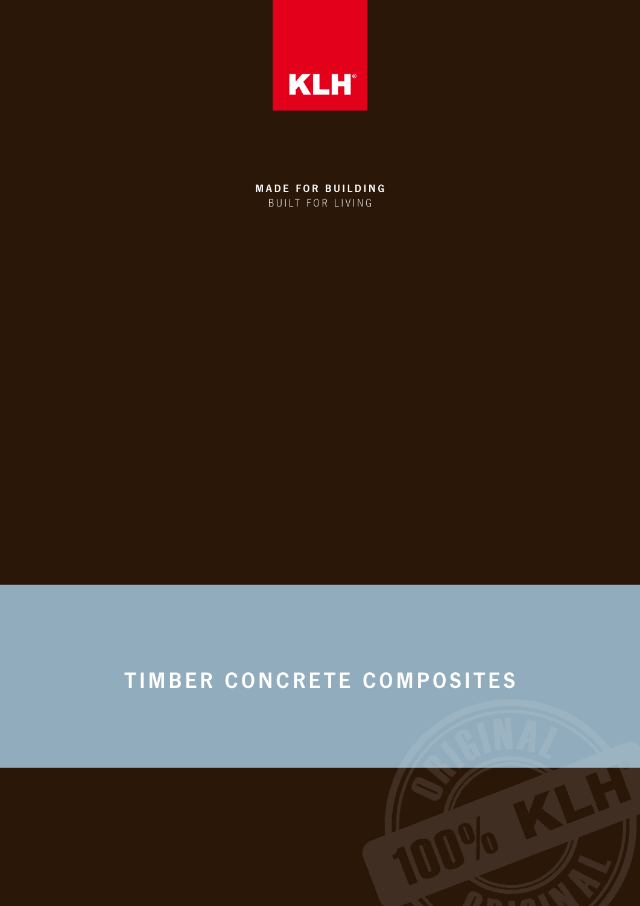KLH®

**MADE FOR BUILDING**
BUILT FOR LIVING

# TIMBER CONCRETE COMPOSITES

ORIGINAL 100% KLH® ORIGINAL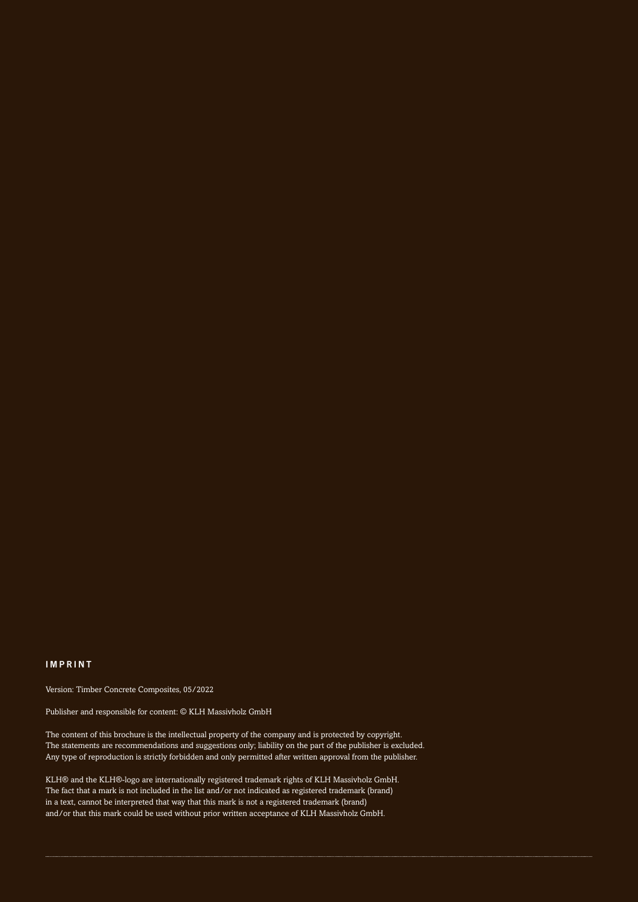## IMPRINT

Version: Timber Concrete Composites, 05/2022

Publisher and responsible for content: © KLH Massivholz GmbH

The content of this brochure is the intellectual property of the company and is protected by copyright.
The statements are recommendations and suggestions only; liability on the part of the publisher is excluded.
Any type of reproduction is strictly forbidden and only permitted after written approval from the publisher.

KLH® and the KLH®-logo are internationally registered trademark rights of KLH Massivholz GmbH.
The fact that a mark is not included in the list and/or not indicated as registered trademark (brand)
in a text, cannot be interpreted that way that this mark is not a registered trademark (brand)
and/or that this mark could be used without prior written acceptance of KLH Massivholz GmbH.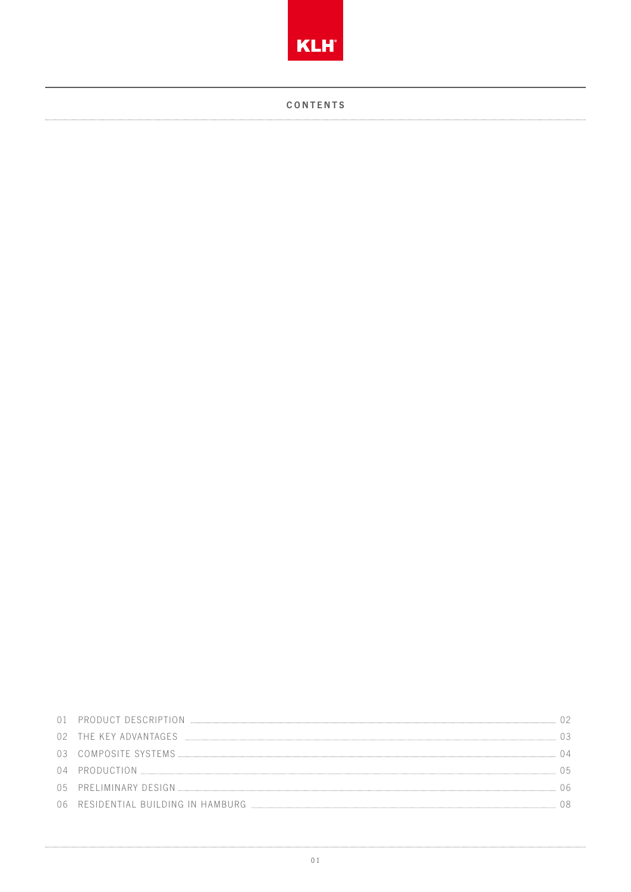# CONTENTS

| | | |
|---|---|---|
| 01 | PRODUCT DESCRIPTION | 02 |
| 02 | THE KEY ADVANTAGES | 03 |
| 03 | COMPOSITE SYSTEMS | 04 |
| 04 | PRODUCTION | 05 |
| 05 | PRELIMINARY DESIGN | 06 |
| 06 | RESIDENTIAL BUILDING IN HAMBURG | 08 |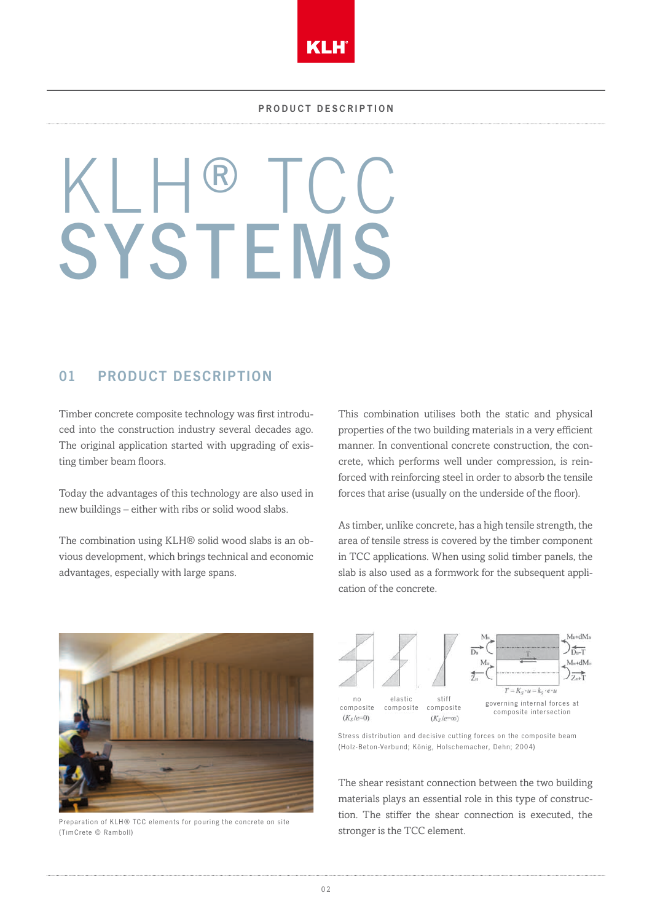# KLH® TCC SYSTEMS

## 01 PRODUCT DESCRIPTION

Timber concrete composite technology was first introduced into the construction industry several decades ago. The original application started with upgrading of existing timber beam floors.

Today the advantages of this technology are also used in new buildings – either with ribs or solid wood slabs.

The combination using KLH® solid wood slabs is an obvious development, which brings technical and economic advantages, especially with large spans.

This combination utilises both the static and physical properties of the two building materials in a very efficient manner. In conventional concrete construction, the concrete, which performs well under compression, is reinforced with reinforcing steel in order to absorb the tensile forces that arise (usually on the underside of the floor).

As timber, unlike concrete, has a high tensile strength, the area of tensile stress is covered by the timber component in TCC applications. When using solid timber panels, the slab is also used as a formwork for the subsequent application of the concrete.

Preparation of KLH® TCC elements for pouring the concrete on site (TimCrete © Ramboll)

no composite ($K_S/e=0$) | elastic composite | stiff composite ($K_S/e=\infty$) | governing internal forces at composite intersection

$T = K_S \cdot u = k_S \cdot e \cdot u$

Stress distribution and decisive cutting forces on the composite beam (Holz-Beton-Verbund; König, Holschemacher, Dehn; 2004)

The shear resistant connection between the two building materials plays an essential role in this type of construction. The stiffer the shear connection is executed, the stronger is the TCC element.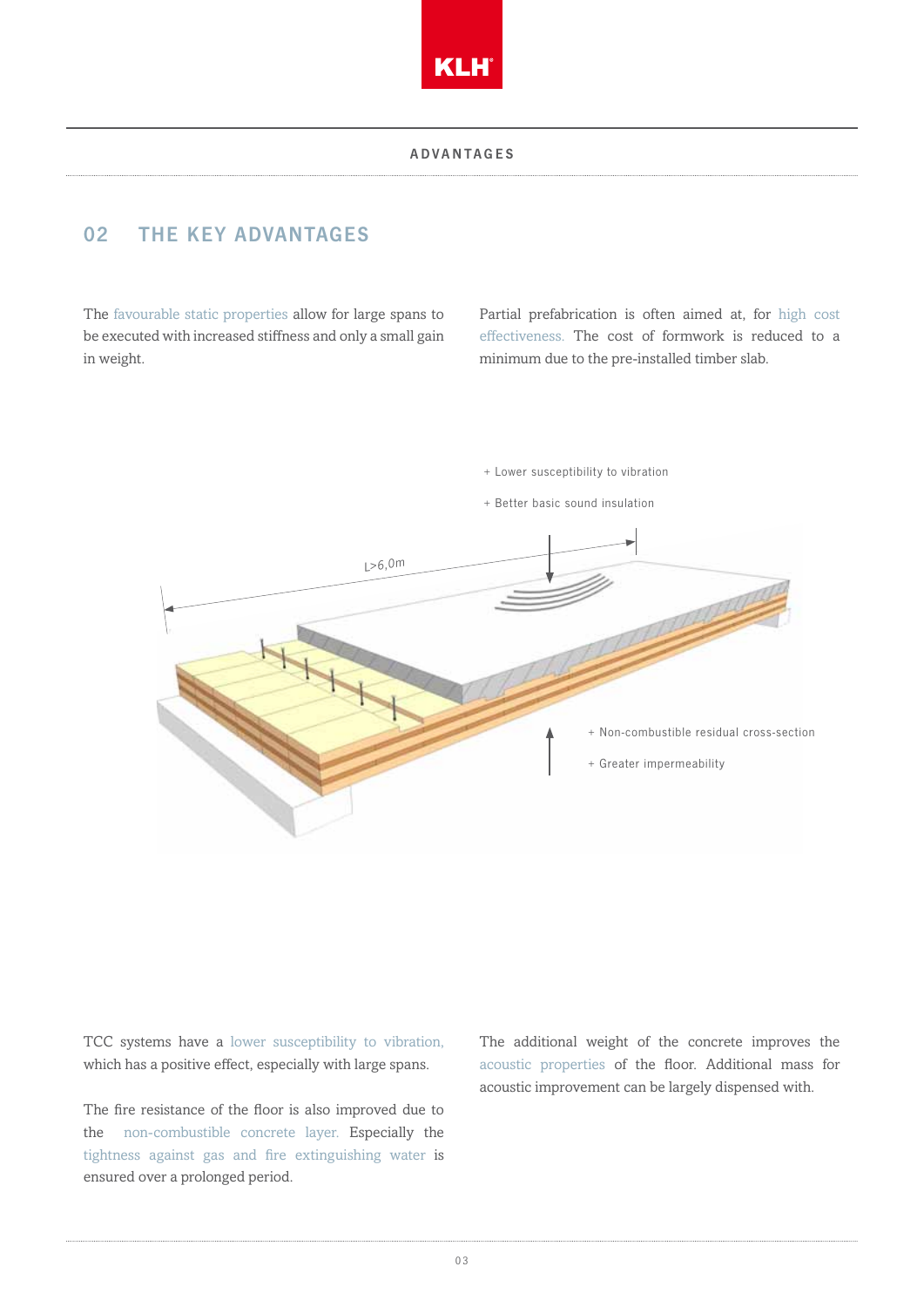## 02 THE KEY ADVANTAGES

The favourable static properties allow for large spans to be executed with increased stiffness and only a small gain in weight.

Partial prefabrication is often aimed at, for high cost effectiveness. The cost of formwork is reduced to a minimum due to the pre-installed timber slab.

+ Lower susceptibility to vibration

+ Better basic sound insulation

L>6,0m

+ Non-combustible residual cross-section

+ Greater impermeability

TCC systems have a lower susceptibility to vibration, which has a positive effect, especially with large spans.

The fire resistance of the floor is also improved due to the non-combustible concrete layer. Especially the tightness against gas and fire extinguishing water is ensured over a prolonged period.

The additional weight of the concrete improves the acoustic properties of the floor. Additional mass for acoustic improvement can be largely dispensed with.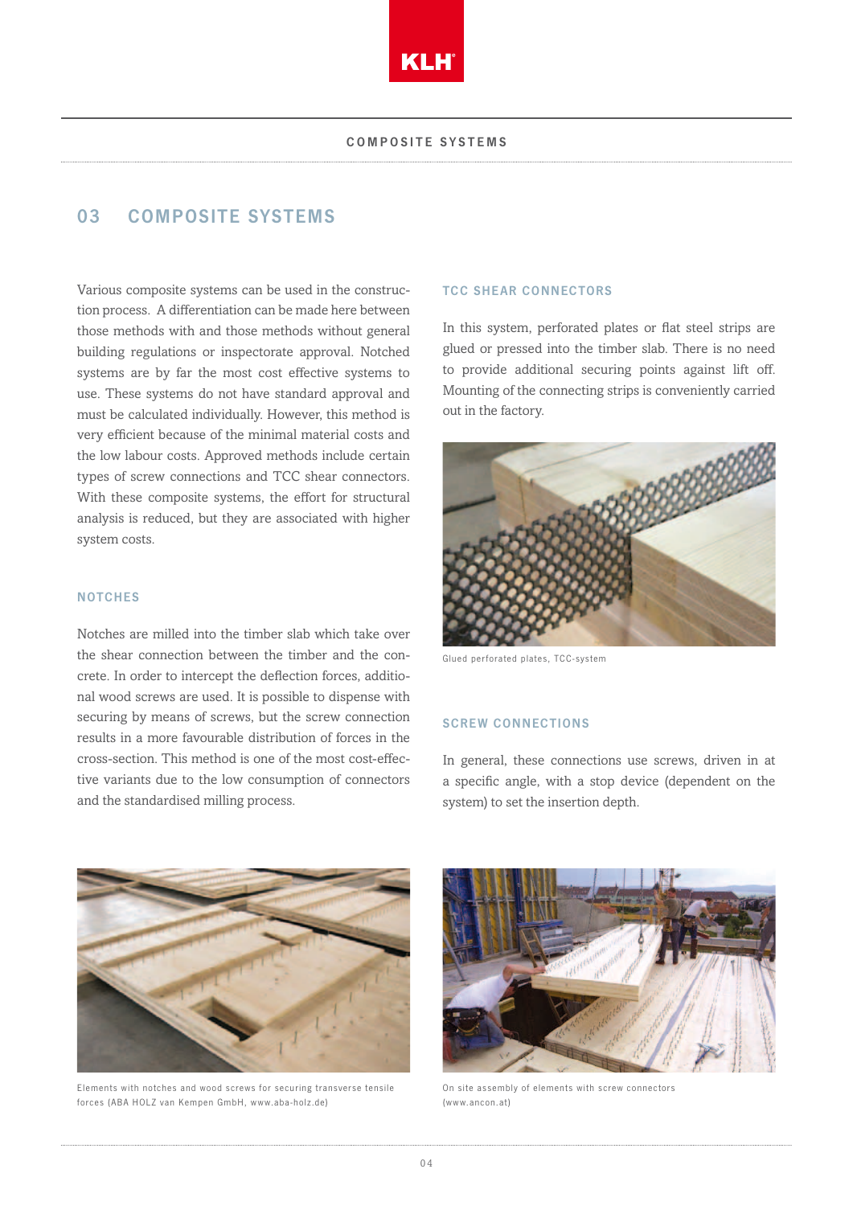## 03 COMPOSITE SYSTEMS

Various composite systems can be used in the construction process. A differentiation can be made here between those methods with and those methods without general building regulations or inspectorate approval. Notched systems are by far the most cost effective systems to use. These systems do not have standard approval and must be calculated individually. However, this method is very efficient because of the minimal material costs and the low labour costs. Approved methods include certain types of screw connections and TCC shear connectors. With these composite systems, the effort for structural analysis is reduced, but they are associated with higher system costs.

### NOTCHES

Notches are milled into the timber slab which take over the shear connection between the timber and the concrete. In order to intercept the deflection forces, additional wood screws are used. It is possible to dispense with securing by means of screws, but the screw connection results in a more favourable distribution of forces in the cross-section. This method is one of the most cost-effective variants due to the low consumption of connectors and the standardised milling process.

Elements with notches and wood screws for securing transverse tensile forces (ABA HOLZ van Kempen GmbH, www.aba-holz.de)

### TCC SHEAR CONNECTORS

In this system, perforated plates or flat steel strips are glued or pressed into the timber slab. There is no need to provide additional securing points against lift off. Mounting of the connecting strips is conveniently carried out in the factory.

Glued perforated plates, TCC-system

### SCREW CONNECTIONS

In general, these connections use screws, driven in at a specific angle, with a stop device (dependent on the system) to set the insertion depth.

On site assembly of elements with screw connectors (www.ancon.at)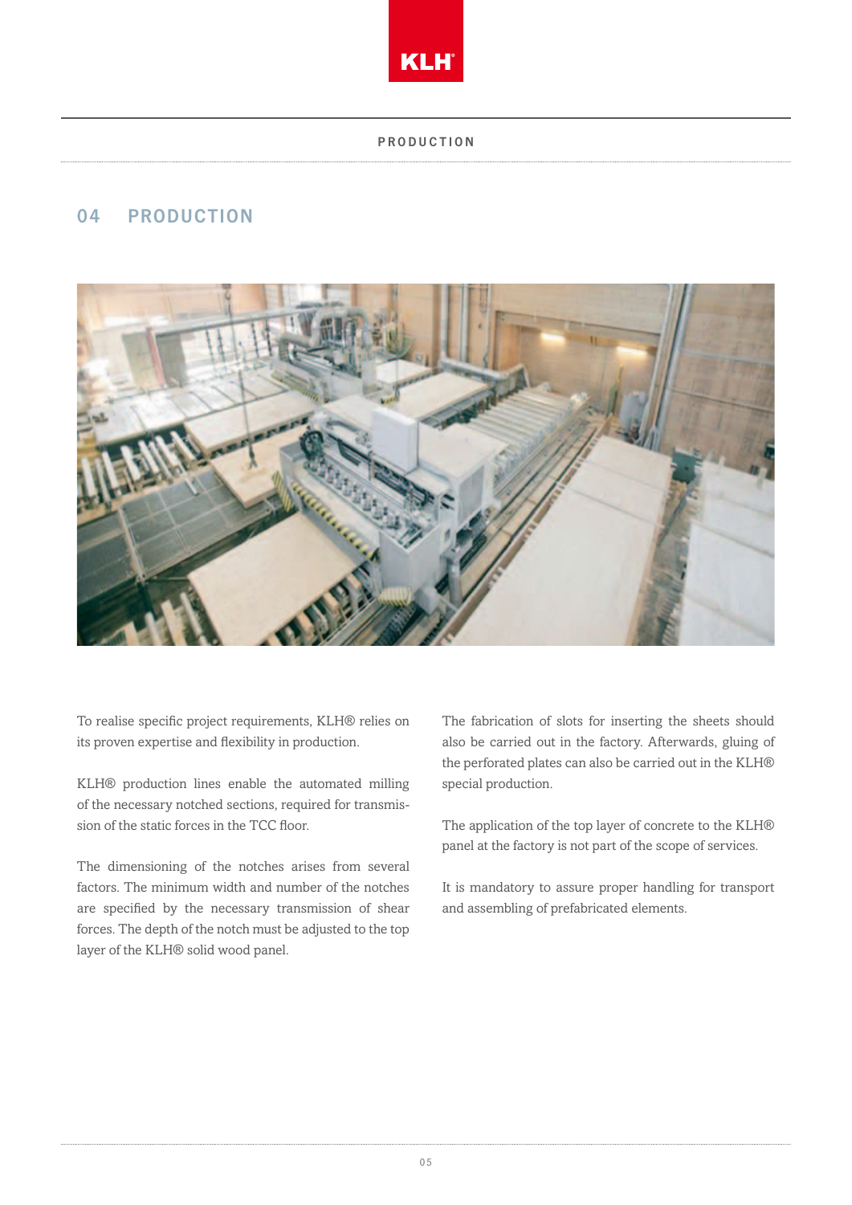## 04 PRODUCTION

To realise specific project requirements, KLH® relies on its proven expertise and flexibility in production.

KLH® production lines enable the automated milling of the necessary notched sections, required for transmission of the static forces in the TCC floor.

The dimensioning of the notches arises from several factors. The minimum width and number of the notches are specified by the necessary transmission of shear forces. The depth of the notch must be adjusted to the top layer of the KLH® solid wood panel.

The fabrication of slots for inserting the sheets should also be carried out in the factory. Afterwards, gluing of the perforated plates can also be carried out in the KLH® special production.

The application of the top layer of concrete to the KLH® panel at the factory is not part of the scope of services.

It is mandatory to assure proper handling for transport and assembling of prefabricated elements.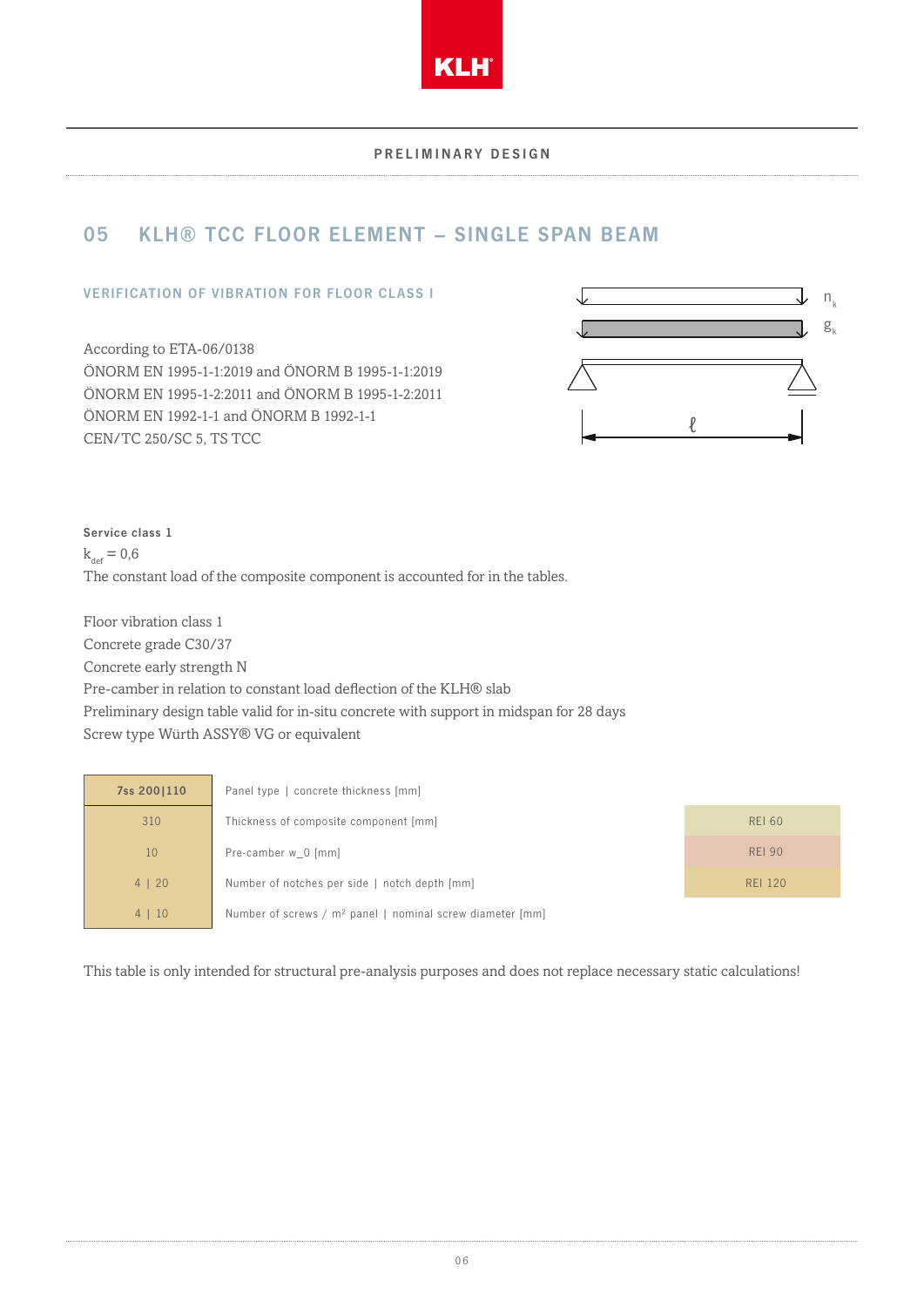PRELIMINARY DESIGN

# 05 KLH® TCC FLOOR ELEMENT – SINGLE SPAN BEAM

## VERIFICATION OF VIBRATION FOR FLOOR CLASS I

According to ETA-06/0138
ÖNORM EN 1995-1-1:2019 and ÖNORM B 1995-1-1:2019
ÖNORM EN 1995-1-2:2011 and ÖNORM B 1995-1-2:2011
ÖNORM EN 1992-1-1 and ÖNORM B 1992-1-1
CEN/TC 250/SC 5, TS TCC

$n_k$

$g_k$

$\ell$

**Service class 1**

$k_{def} = 0,6$

The constant load of the composite component is accounted for in the tables.

Floor vibration class 1
Concrete grade C30/37
Concrete early strength N
Pre-camber in relation to constant load deflection of the KLH® slab
Preliminary design table valid for in-situ concrete with support in midspan for 28 days
Screw type Würth ASSY® VG or equivalent

| 7ss 200\|110 | Panel type \| concrete thickness [mm] |
|---|---|
| 310 | Thickness of composite component [mm] |
| 10 | Pre-camber w_0 [mm] |
| 4 \| 20 | Number of notches per side \| notch depth [mm] |
| 4 \| 10 | Number of screws / m² panel \| nominal screw diameter [mm] |

| REI 60 |
|---|
| REI 90 |
| REI 120 |

This table is only intended for structural pre-analysis purposes and does not replace necessary static calculations!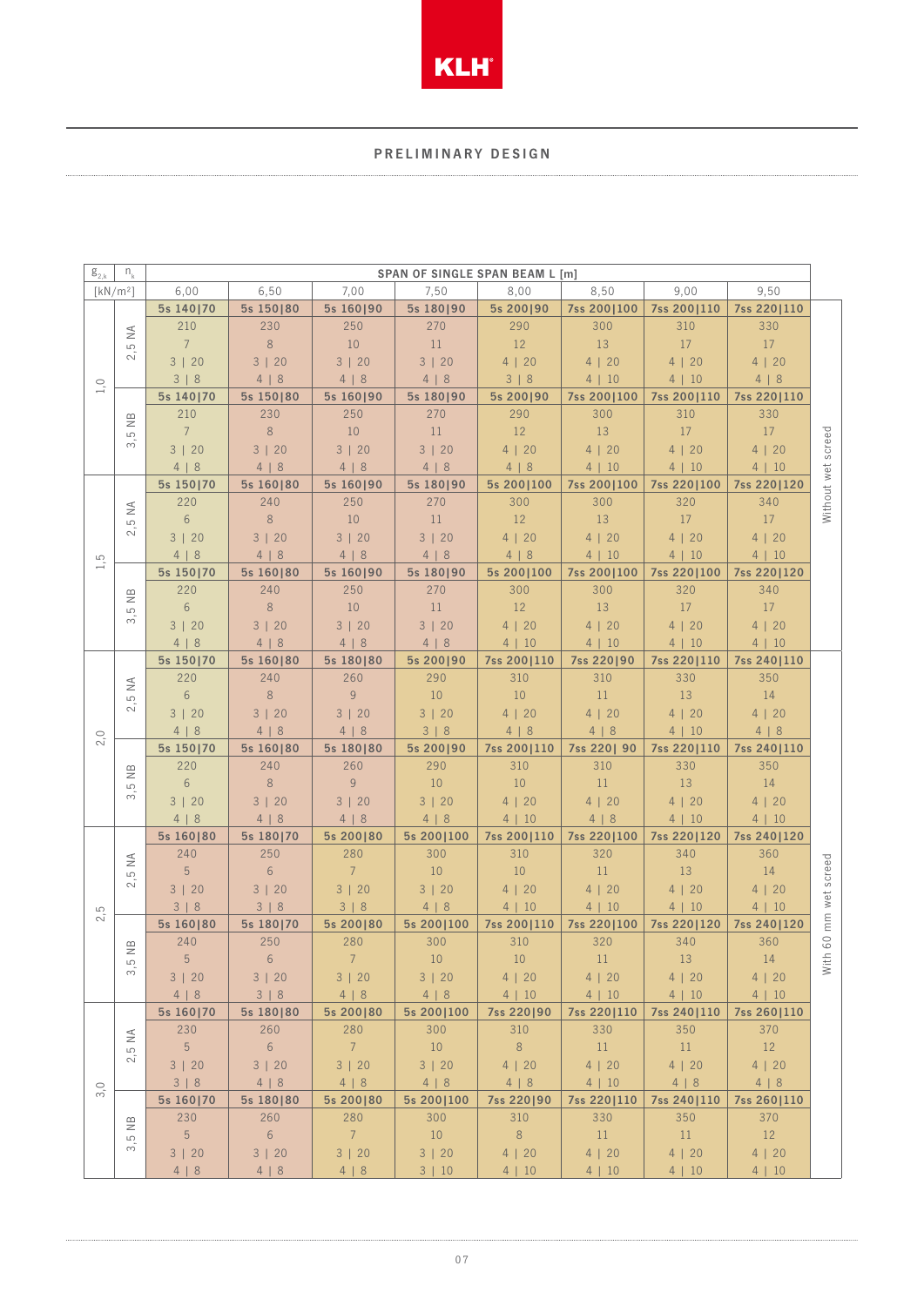# PRELIMINARY DESIGN

| $g_{2,k}$ [kN/m²] | $n_k$ | 6,00 | 6,50 | 7,00 | 7,50 | 8,00 | 8,50 | 9,00 | 9,50 | |
|---|---|---|---|---|---|---|---|---|---|---|
| | | **SPAN OF SINGLE SPAN BEAM L [m]** | | | | | | | | |
| 1,0 | 2,5 NA | **5s 140\|70** | **5s 150\|80** | **5s 160\|90** | **5s 180\|90** | **5s 200\|90** | **7ss 200\|100** | **7ss 200\|110** | **7ss 220\|110** | Without wet screed |
| | | 210 | 230 | 250 | 270 | 290 | 300 | 310 | 330 | |
| | | 7 | 8 | 10 | 11 | 12 | 13 | 17 | 17 | |
| | | 3 \| 20 | 3 \| 20 | 3 \| 20 | 3 \| 20 | 4 \| 20 | 4 \| 20 | 4 \| 20 | 4 \| 20 | |
| | | 3 \| 8 | 4 \| 8 | 4 \| 8 | 4 \| 8 | 3 \| 8 | 4 \| 10 | 4 \| 10 | 4 \| 8 | |
| | 3,5 NB | **5s 140\|70** | **5s 150\|80** | **5s 160\|90** | **5s 180\|90** | **5s 200\|90** | **7ss 200\|100** | **7ss 200\|110** | **7ss 220\|110** | |
| | | 210 | 230 | 250 | 270 | 290 | 300 | 310 | 330 | |
| | | 7 | 8 | 10 | 11 | 12 | 13 | 17 | 17 | |
| | | 3 \| 20 | 3 \| 20 | 3 \| 20 | 3 \| 20 | 4 \| 20 | 4 \| 20 | 4 \| 20 | 4 \| 20 | |
| | | 4 \| 8 | 4 \| 8 | 4 \| 8 | 4 \| 8 | 4 \| 8 | 4 \| 10 | 4 \| 10 | 4 \| 10 | |
| 1,5 | 2,5 NA | **5s 150\|70** | **5s 160\|80** | **5s 160\|90** | **5s 180\|90** | **5s 200\|100** | **7ss 200\|100** | **7ss 220\|100** | **7ss 220\|120** | |
| | | 220 | 240 | 250 | 270 | 300 | 300 | 320 | 340 | |
| | | 6 | 8 | 10 | 11 | 12 | 13 | 17 | 17 | |
| | | 3 \| 20 | 3 \| 20 | 3 \| 20 | 3 \| 20 | 4 \| 20 | 4 \| 20 | 4 \| 20 | 4 \| 20 | |
| | | 4 \| 8 | 4 \| 8 | 4 \| 8 | 4 \| 8 | 4 \| 8 | 4 \| 10 | 4 \| 10 | 4 \| 10 | |
| | 3,5 NB | **5s 150\|70** | **5s 160\|80** | **5s 160\|90** | **5s 180\|90** | **5s 200\|100** | **7ss 200\|100** | **7ss 220\|100** | **7ss 220\|120** | |
| | | 220 | 240 | 250 | 270 | 300 | 300 | 320 | 340 | |
| | | 6 | 8 | 10 | 11 | 12 | 13 | 17 | 17 | |
| | | 3 \| 20 | 3 \| 20 | 3 \| 20 | 3 \| 20 | 4 \| 20 | 4 \| 20 | 4 \| 20 | 4 \| 20 | |
| | | 4 \| 8 | 4 \| 8 | 4 \| 8 | 4 \| 8 | 4 \| 10 | 4 \| 10 | 4 \| 10 | 4 \| 10 | |
| 2,0 | 2,5 NA | **5s 150\|70** | **5s 160\|80** | **5s 180\|80** | **5s 200\|90** | **7ss 200\|110** | **7ss 220\|90** | **7ss 220\|110** | **7ss 240\|110** | With 60 mm wet screed |
| | | 220 | 240 | 260 | 290 | 310 | 310 | 330 | 350 | |
| | | 6 | 8 | 9 | 10 | 10 | 11 | 13 | 14 | |
| | | 3 \| 20 | 3 \| 20 | 3 \| 20 | 3 \| 20 | 4 \| 20 | 4 \| 20 | 4 \| 20 | 4 \| 20 | |
| | | 4 \| 8 | 4 \| 8 | 4 \| 8 | 3 \| 8 | 4 \| 8 | 4 \| 8 | 4 \| 10 | 4 \| 8 | |
| | 3,5 NB | **5s 150\|70** | **5s 160\|80** | **5s 180\|80** | **5s 200\|90** | **7ss 200\|110** | **7ss 220\| 90** | **7ss 220\|110** | **7ss 240\|110** | |
| | | 220 | 240 | 260 | 290 | 310 | 310 | 330 | 350 | |
| | | 6 | 8 | 9 | 10 | 10 | 11 | 13 | 14 | |
| | | 3 \| 20 | 3 \| 20 | 3 \| 20 | 3 \| 20 | 4 \| 20 | 4 \| 20 | 4 \| 20 | 4 \| 20 | |
| | | 4 \| 8 | 4 \| 8 | 4 \| 8 | 4 \| 8 | 4 \| 10 | 4 \| 8 | 4 \| 10 | 4 \| 10 | |
| 2,5 | 2,5 NA | **5s 160\|80** | **5s 180\|70** | **5s 200\|80** | **5s 200\|100** | **7ss 200\|110** | **7ss 220\|100** | **7ss 220\|120** | **7ss 240\|120** | |
| | | 240 | 250 | 280 | 300 | 310 | 320 | 340 | 360 | |
| | | 5 | 6 | 7 | 10 | 10 | 11 | 13 | 14 | |
| | | 3 \| 20 | 3 \| 20 | 3 \| 20 | 3 \| 20 | 4 \| 20 | 4 \| 20 | 4 \| 20 | 4 \| 20 | |
| | | 3 \| 8 | 3 \| 8 | 3 \| 8 | 4 \| 8 | 4 \| 10 | 4 \| 10 | 4 \| 10 | 4 \| 10 | |
| | 3,5 NB | **5s 160\|80** | **5s 180\|70** | **5s 200\|80** | **5s 200\|100** | **7ss 200\|110** | **7ss 220\|100** | **7ss 220\|120** | **7ss 240\|120** | |
| | | 240 | 250 | 280 | 300 | 310 | 320 | 340 | 360 | |
| | | 5 | 6 | 7 | 10 | 10 | 11 | 13 | 14 | |
| | | 3 \| 20 | 3 \| 20 | 3 \| 20 | 3 \| 20 | 4 \| 20 | 4 \| 20 | 4 \| 20 | 4 \| 20 | |
| | | 4 \| 8 | 3 \| 8 | 4 \| 8 | 4 \| 8 | 4 \| 10 | 4 \| 10 | 4 \| 10 | 4 \| 10 | |
| 3,0 | 2,5 NA | **5s 160\|70** | **5s 180\|80** | **5s 200\|80** | **5s 200\|100** | **7ss 220\|90** | **7ss 220\|110** | **7ss 240\|110** | **7ss 260\|110** | |
| | | 230 | 260 | 280 | 300 | 310 | 330 | 350 | 370 | |
| | | 5 | 6 | 7 | 10 | 8 | 11 | 11 | 12 | |
| | | 3 \| 20 | 3 \| 20 | 3 \| 20 | 3 \| 20 | 4 \| 20 | 4 \| 20 | 4 \| 20 | 4 \| 20 | |
| | | 3 \| 8 | 4 \| 8 | 4 \| 8 | 4 \| 8 | 4 \| 8 | 4 \| 10 | 4 \| 8 | 4 \| 8 | |
| | 3,5 NB | **5s 160\|70** | **5s 180\|80** | **5s 200\|80** | **5s 200\|100** | **7ss 220\|90** | **7ss 220\|110** | **7ss 240\|110** | **7ss 260\|110** | |
| | | 230 | 260 | 280 | 300 | 310 | 330 | 350 | 370 | |
| | | 5 | 6 | 7 | 10 | 8 | 11 | 11 | 12 | |
| | | 3 \| 20 | 3 \| 20 | 3 \| 20 | 3 \| 20 | 4 \| 20 | 4 \| 20 | 4 \| 20 | 4 \| 20 | |
| | | 4 \| 8 | 4 \| 8 | 4 \| 8 | 3 \| 10 | 4 \| 10 | 4 \| 10 | 4 \| 10 | 4 \| 10 | |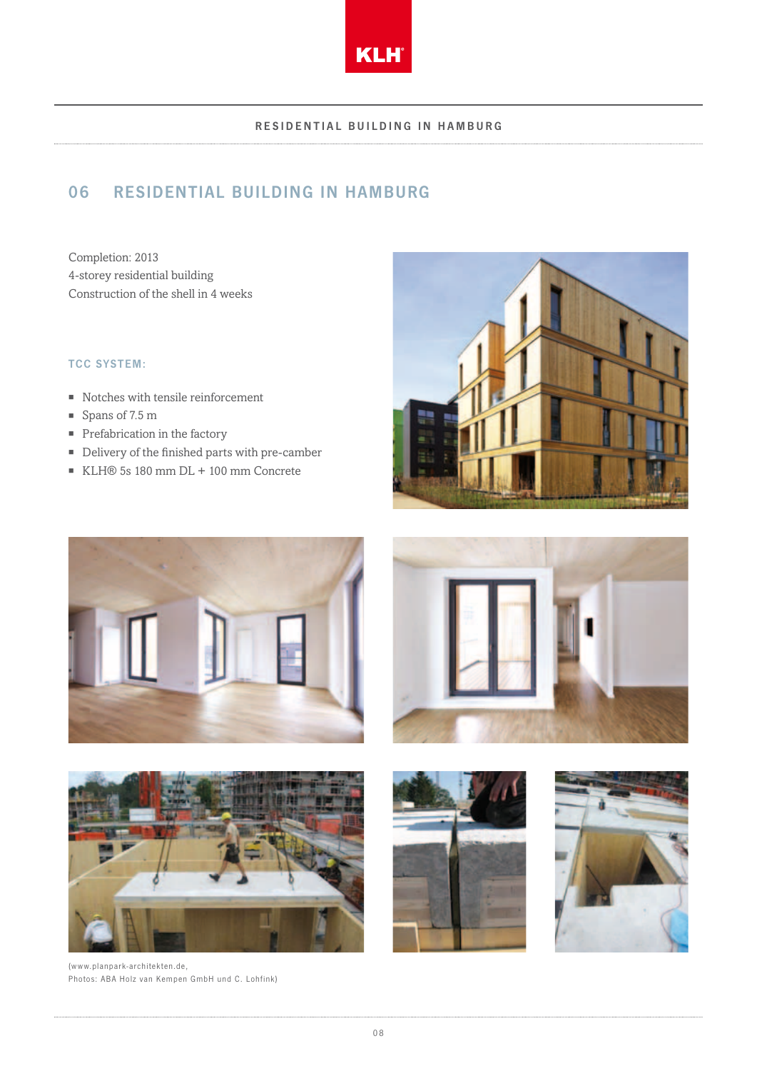## 06 RESIDENTIAL BUILDING IN HAMBURG

Completion: 2013
4-storey residential building
Construction of the shell in 4 weeks

### TCC SYSTEM:

- Notches with tensile reinforcement
- Spans of 7.5 m
- Prefabrication in the factory
- Delivery of the finished parts with pre-camber
- KLH® 5s 180 mm DL + 100 mm Concrete

(www.planpark-architekten.de,
Photos: ABA Holz van Kempen GmbH und C. Lohfink)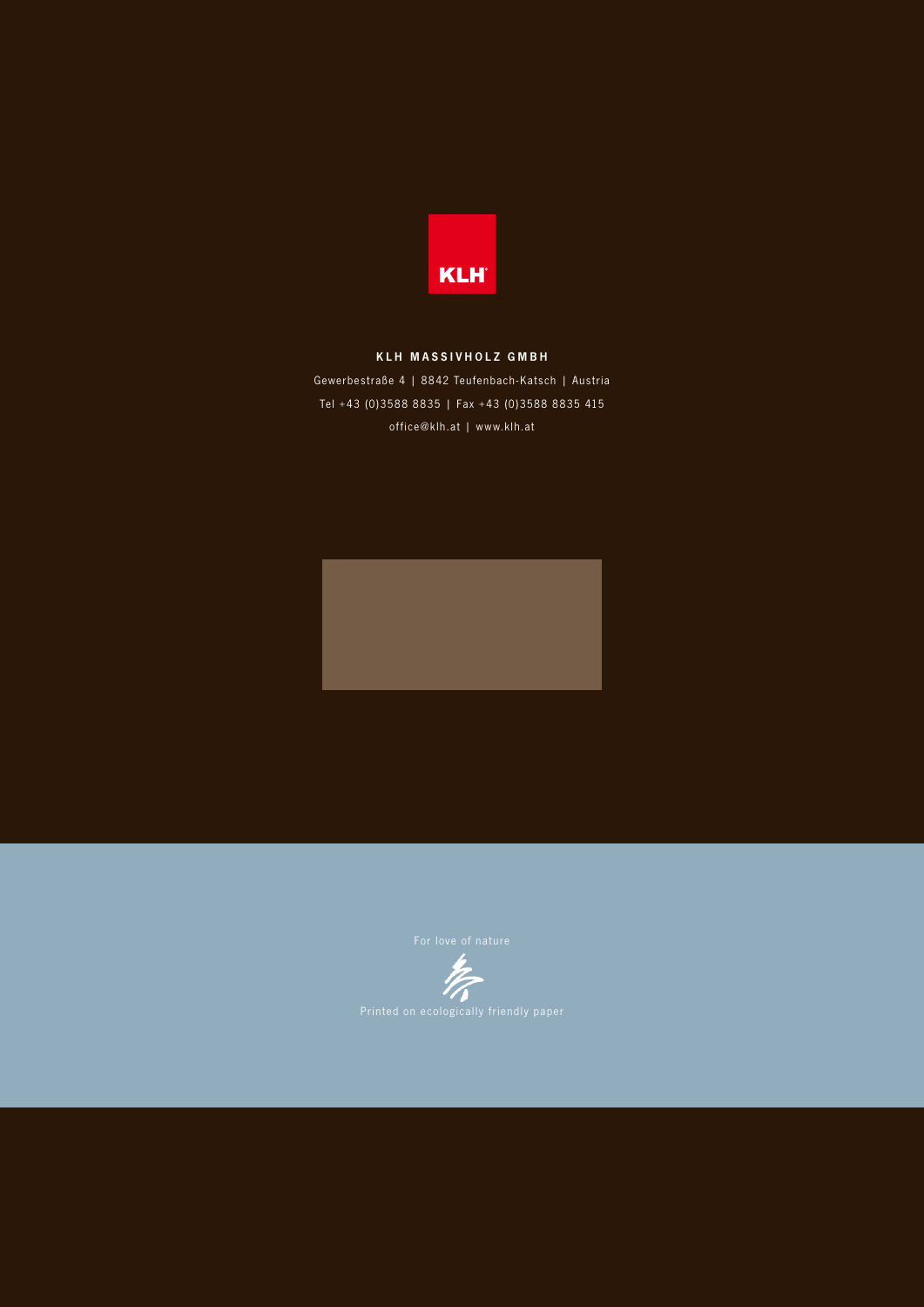KLH

**KLH MASSIVHOLZ GMBH**

Gewerbestraße 4 | 8842 Teufenbach-Katsch | Austria

Tel +43 (0)3588 8835 | Fax +43 (0)3588 8835 415

office@klh.at | www.klh.at

For love of nature

Printed on ecologically friendly paper